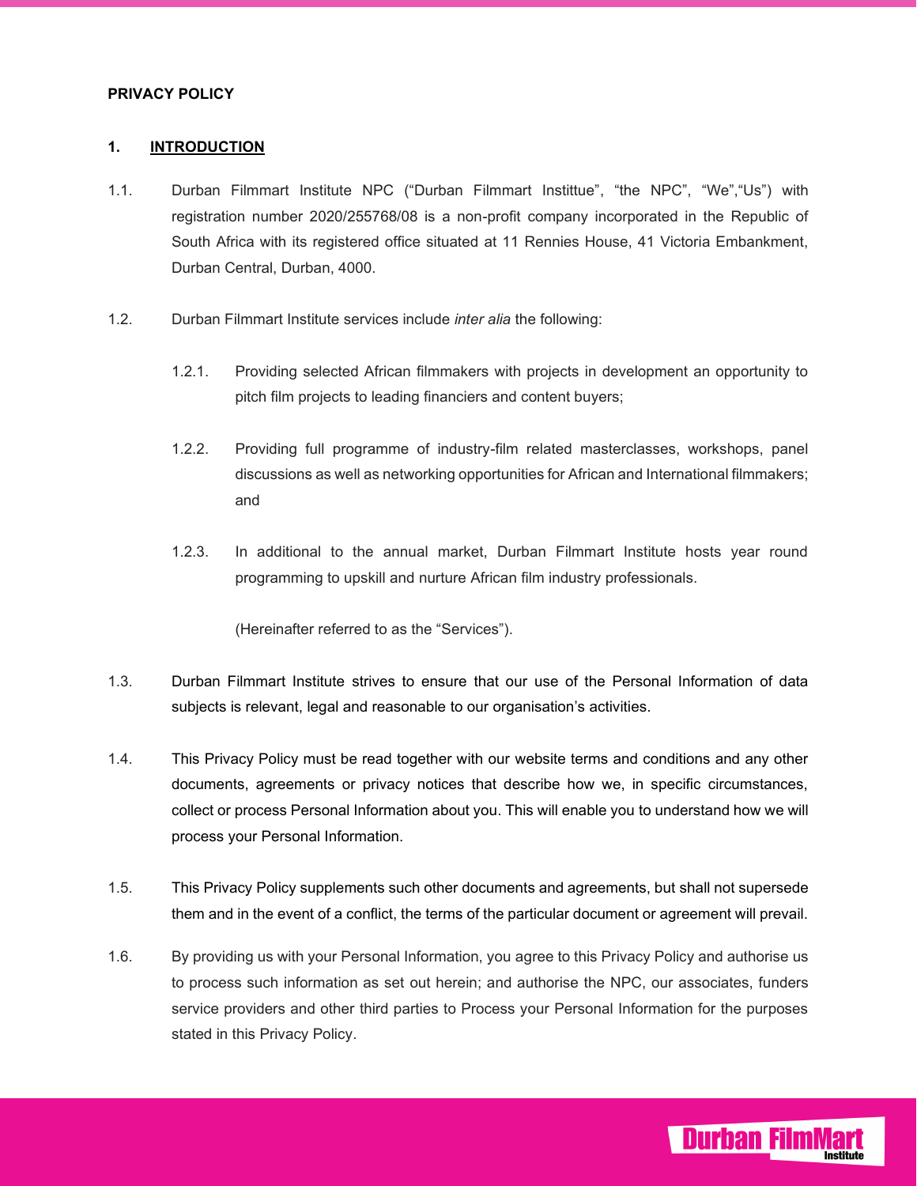**PRIVACY POLICY**

## 1. INTRODUCTION

1.1. Durban Filmmart Institute NPC ("Durban Filmmart Instittue", "the NPC", "We","Us") with registration number 2020/255768/08 is a non-profit company incorporated in the Republic of South Africa with its registered office situated at 11 Rennies House, 41 Victoria Embankment, Durban Central, Durban, 4000.

1.2. Durban Filmmart Institute services include *inter alia* the following:

1.2.1. Providing selected African filmmakers with projects in development an opportunity to pitch film projects to leading financiers and content buyers;

1.2.2. Providing full programme of industry-film related masterclasses, workshops, panel discussions as well as networking opportunities for African and International filmmakers; and

1.2.3. In additional to the annual market, Durban Filmmart Institute hosts year round programming to upskill and nurture African film industry professionals.

(Hereinafter referred to as the "Services").

1.3. Durban Filmmart Institute strives to ensure that our use of the Personal Information of data subjects is relevant, legal and reasonable to our organisation's activities.

1.4. This Privacy Policy must be read together with our website terms and conditions and any other documents, agreements or privacy notices that describe how we, in specific circumstances, collect or process Personal Information about you. This will enable you to understand how we will process your Personal Information.

1.5. This Privacy Policy supplements such other documents and agreements, but shall not supersede them and in the event of a conflict, the terms of the particular document or agreement will prevail.

1.6. By providing us with your Personal Information, you agree to this Privacy Policy and authorise us to process such information as set out herein; and authorise the NPC, our associates, funders service providers and other third parties to Process your Personal Information for the purposes stated in this Privacy Policy.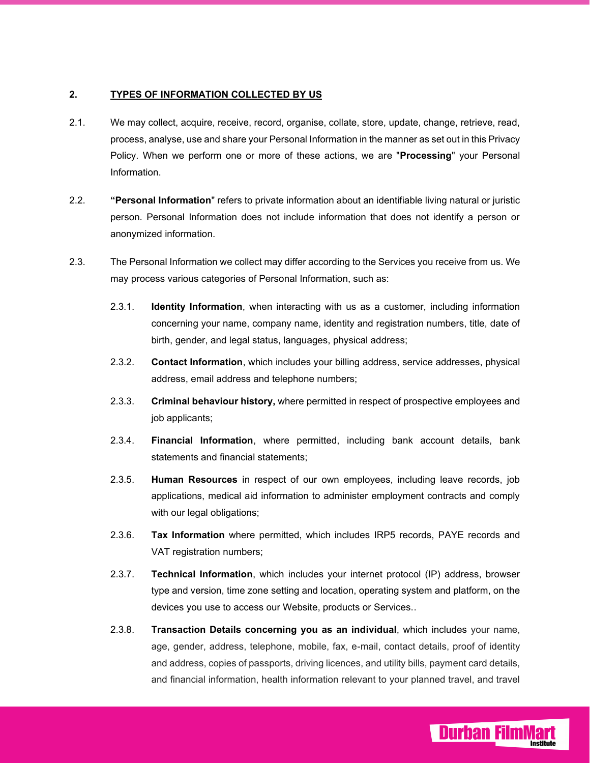## 2. TYPES OF INFORMATION COLLECTED BY US

2.1. We may collect, acquire, receive, record, organise, collate, store, update, change, retrieve, read, process, analyse, use and share your Personal Information in the manner as set out in this Privacy Policy. When we perform one or more of these actions, we are "**Processing**" your Personal Information.

2.2. **"Personal Information**" refers to private information about an identifiable living natural or juristic person. Personal Information does not include information that does not identify a person or anonymized information.

2.3. The Personal Information we collect may differ according to the Services you receive from us. We may process various categories of Personal Information, such as:

2.3.1. **Identity Information**, when interacting with us as a customer, including information concerning your name, company name, identity and registration numbers, title, date of birth, gender, and legal status, languages, physical address;

2.3.2. **Contact Information**, which includes your billing address, service addresses, physical address, email address and telephone numbers;

2.3.3. **Criminal behaviour history,** where permitted in respect of prospective employees and job applicants;

2.3.4. **Financial Information**, where permitted, including bank account details, bank statements and financial statements;

2.3.5. **Human Resources** in respect of our own employees, including leave records, job applications, medical aid information to administer employment contracts and comply with our legal obligations;

2.3.6. **Tax Information** where permitted, which includes IRP5 records, PAYE records and VAT registration numbers;

2.3.7. **Technical Information**, which includes your internet protocol (IP) address, browser type and version, time zone setting and location, operating system and platform, on the devices you use to access our Website, products or Services..

2.3.8. **Transaction Details concerning you as an individual**, which includes your name, age, gender, address, telephone, mobile, fax, e-mail, contact details, proof of identity and address, copies of passports, driving licences, and utility bills, payment card details, and financial information, health information relevant to your planned travel, and travel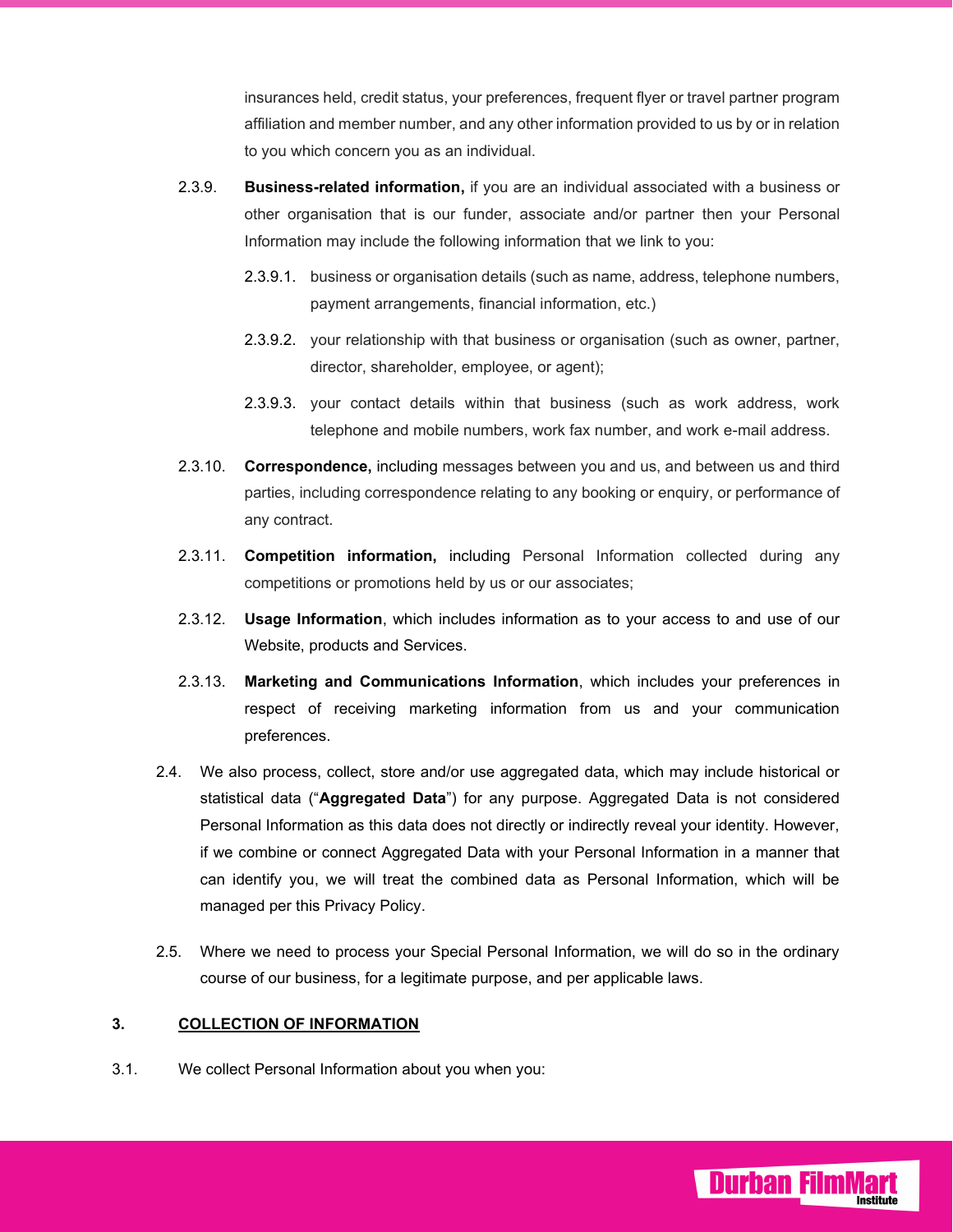insurances held, credit status, your preferences, frequent flyer or travel partner program affiliation and member number, and any other information provided to us by or in relation to you which concern you as an individual.

2.3.9. **Business-related information,** if you are an individual associated with a business or other organisation that is our funder, associate and/or partner then your Personal Information may include the following information that we link to you:

2.3.9.1. business or organisation details (such as name, address, telephone numbers, payment arrangements, financial information, etc.)

2.3.9.2. your relationship with that business or organisation (such as owner, partner, director, shareholder, employee, or agent);

2.3.9.3. your contact details within that business (such as work address, work telephone and mobile numbers, work fax number, and work e-mail address.

2.3.10. **Correspondence,** including messages between you and us, and between us and third parties, including correspondence relating to any booking or enquiry, or performance of any contract.

2.3.11. **Competition information,** including Personal Information collected during any competitions or promotions held by us or our associates;

2.3.12. **Usage Information**, which includes information as to your access to and use of our Website, products and Services.

2.3.13. **Marketing and Communications Information**, which includes your preferences in respect of receiving marketing information from us and your communication preferences.

2.4. We also process, collect, store and/or use aggregated data, which may include historical or statistical data ("**Aggregated Data**") for any purpose. Aggregated Data is not considered Personal Information as this data does not directly or indirectly reveal your identity. However, if we combine or connect Aggregated Data with your Personal Information in a manner that can identify you, we will treat the combined data as Personal Information, which will be managed per this Privacy Policy.

2.5. Where we need to process your Special Personal Information, we will do so in the ordinary course of our business, for a legitimate purpose, and per applicable laws.

## 3. COLLECTION OF INFORMATION

3.1. We collect Personal Information about you when you: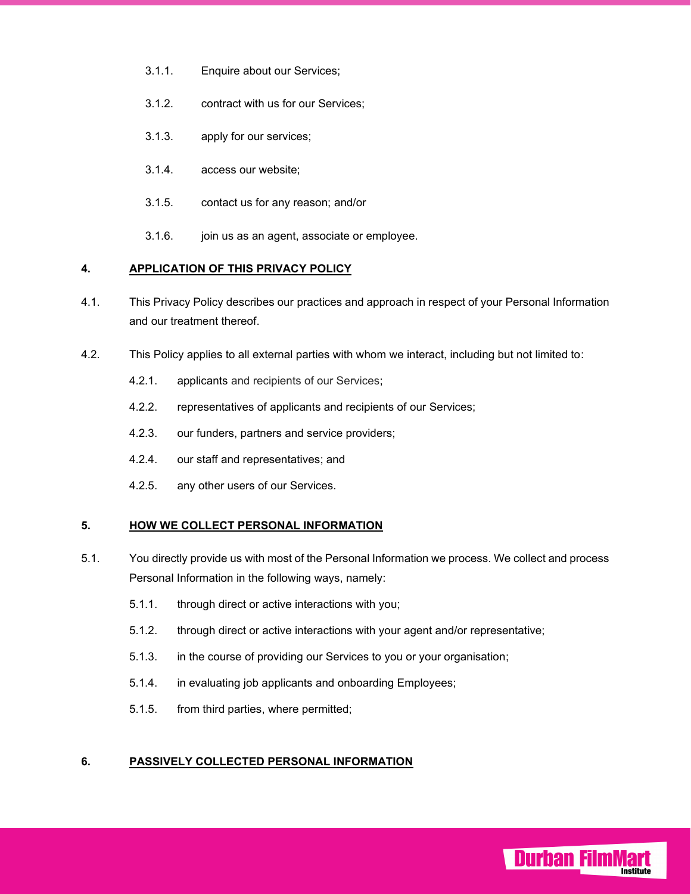3.1.1. Enquire about our Services;

3.1.2. contract with us for our Services;

3.1.3. apply for our services;

3.1.4. access our website;

3.1.5. contact us for any reason; and/or

3.1.6. join us as an agent, associate or employee.

## 4. APPLICATION OF THIS PRIVACY POLICY

4.1. This Privacy Policy describes our practices and approach in respect of your Personal Information and our treatment thereof.

4.2. This Policy applies to all external parties with whom we interact, including but not limited to:

4.2.1. applicants and recipients of our Services;

4.2.2. representatives of applicants and recipients of our Services;

4.2.3. our funders, partners and service providers;

4.2.4. our staff and representatives; and

4.2.5. any other users of our Services.

## 5. HOW WE COLLECT PERSONAL INFORMATION

5.1. You directly provide us with most of the Personal Information we process. We collect and process Personal Information in the following ways, namely:

5.1.1. through direct or active interactions with you;

5.1.2. through direct or active interactions with your agent and/or representative;

5.1.3. in the course of providing our Services to you or your organisation;

5.1.4. in evaluating job applicants and onboarding Employees;

5.1.5. from third parties, where permitted;

## 6. PASSIVELY COLLECTED PERSONAL INFORMATION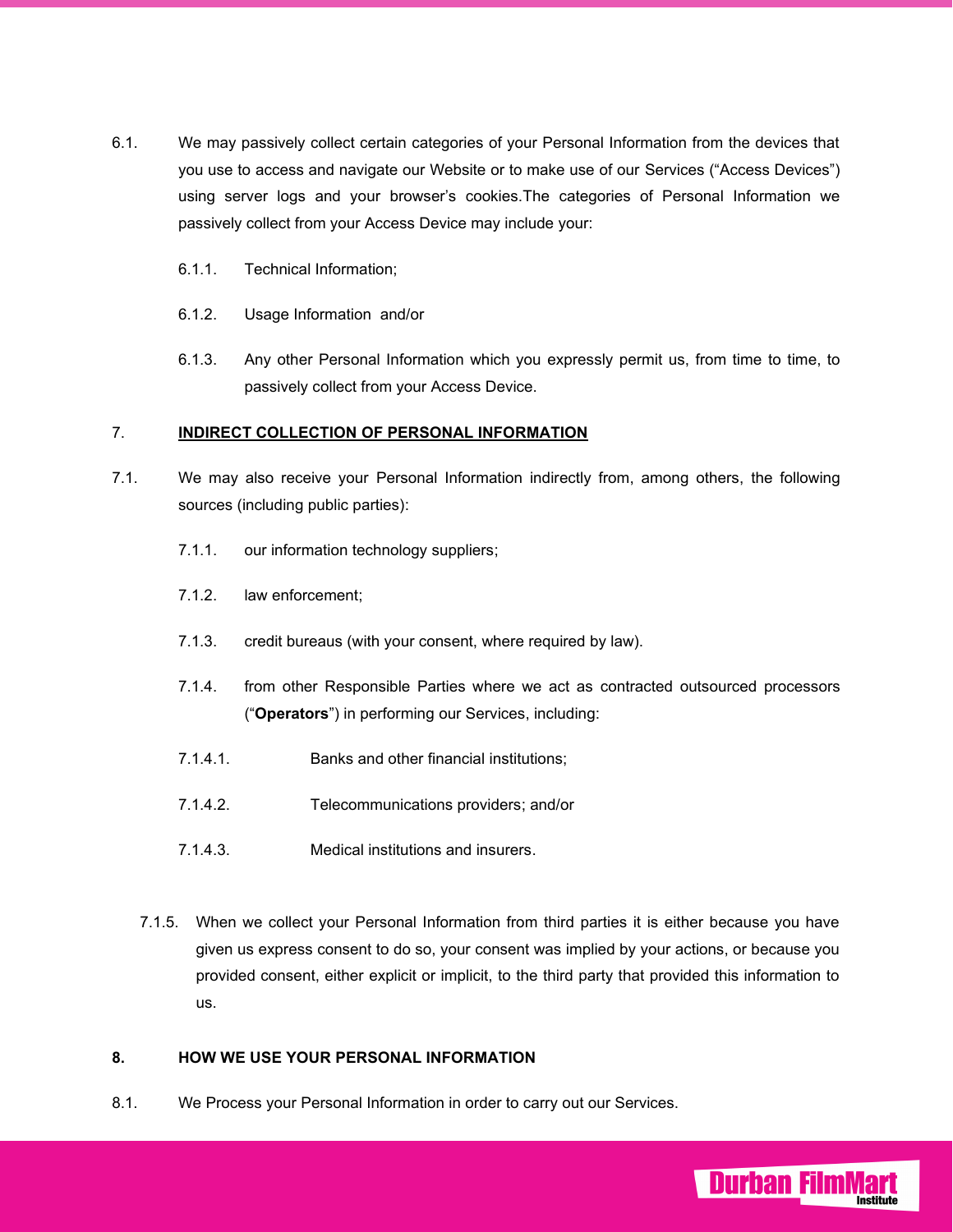6.1. We may passively collect certain categories of your Personal Information from the devices that you use to access and navigate our Website or to make use of our Services ("Access Devices") using server logs and your browser's cookies.The categories of Personal Information we passively collect from your Access Device may include your:

6.1.1. Technical Information;

6.1.2. Usage Information and/or

6.1.3. Any other Personal Information which you expressly permit us, from time to time, to passively collect from your Access Device.

## 7. INDIRECT COLLECTION OF PERSONAL INFORMATION

7.1. We may also receive your Personal Information indirectly from, among others, the following sources (including public parties):

7.1.1. our information technology suppliers;

7.1.2. law enforcement;

7.1.3. credit bureaus (with your consent, where required by law).

7.1.4. from other Responsible Parties where we act as contracted outsourced processors ("**Operators**") in performing our Services, including:

7.1.4.1. Banks and other financial institutions;

7.1.4.2. Telecommunications providers; and/or

7.1.4.3. Medical institutions and insurers.

7.1.5. When we collect your Personal Information from third parties it is either because you have given us express consent to do so, your consent was implied by your actions, or because you provided consent, either explicit or implicit, to the third party that provided this information to us.

## 8. HOW WE USE YOUR PERSONAL INFORMATION

8.1. We Process your Personal Information in order to carry out our Services.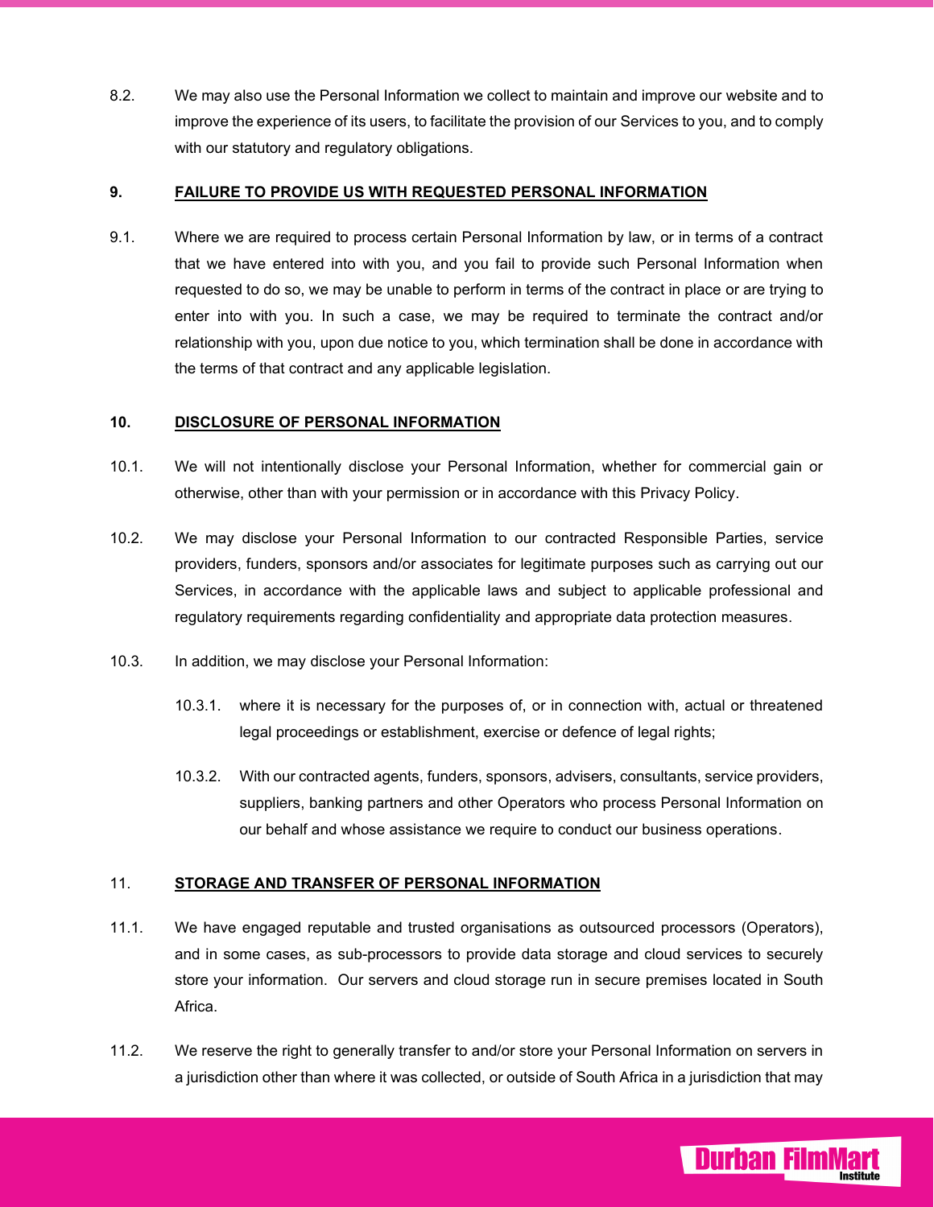8.2. We may also use the Personal Information we collect to maintain and improve our website and to improve the experience of its users, to facilitate the provision of our Services to you, and to comply with our statutory and regulatory obligations.

## 9. FAILURE TO PROVIDE US WITH REQUESTED PERSONAL INFORMATION

9.1. Where we are required to process certain Personal Information by law, or in terms of a contract that we have entered into with you, and you fail to provide such Personal Information when requested to do so, we may be unable to perform in terms of the contract in place or are trying to enter into with you. In such a case, we may be required to terminate the contract and/or relationship with you, upon due notice to you, which termination shall be done in accordance with the terms of that contract and any applicable legislation.

## 10. DISCLOSURE OF PERSONAL INFORMATION

10.1. We will not intentionally disclose your Personal Information, whether for commercial gain or otherwise, other than with your permission or in accordance with this Privacy Policy.

10.2. We may disclose your Personal Information to our contracted Responsible Parties, service providers, funders, sponsors and/or associates for legitimate purposes such as carrying out our Services, in accordance with the applicable laws and subject to applicable professional and regulatory requirements regarding confidentiality and appropriate data protection measures.

10.3. In addition, we may disclose your Personal Information:

10.3.1. where it is necessary for the purposes of, or in connection with, actual or threatened legal proceedings or establishment, exercise or defence of legal rights;

10.3.2. With our contracted agents, funders, sponsors, advisers, consultants, service providers, suppliers, banking partners and other Operators who process Personal Information on our behalf and whose assistance we require to conduct our business operations.

## 11. STORAGE AND TRANSFER OF PERSONAL INFORMATION

11.1. We have engaged reputable and trusted organisations as outsourced processors (Operators), and in some cases, as sub-processors to provide data storage and cloud services to securely store your information. Our servers and cloud storage run in secure premises located in South Africa.

11.2. We reserve the right to generally transfer to and/or store your Personal Information on servers in a jurisdiction other than where it was collected, or outside of South Africa in a jurisdiction that may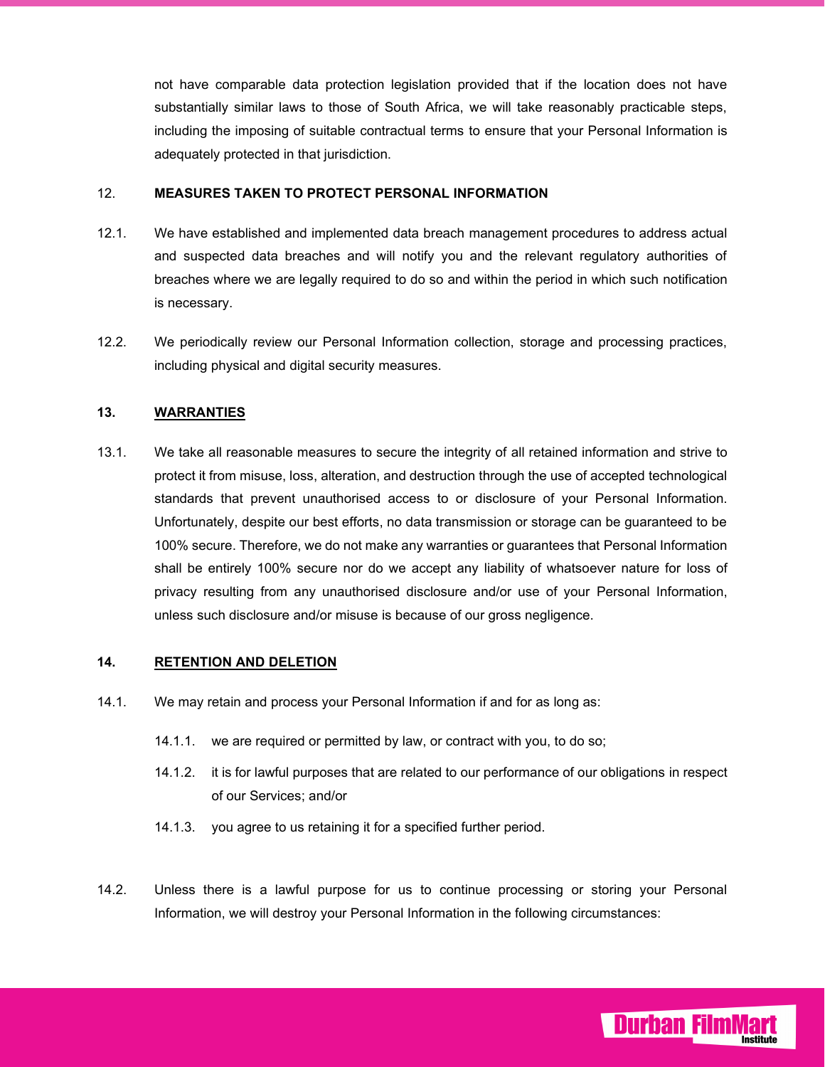not have comparable data protection legislation provided that if the location does not have substantially similar laws to those of South Africa, we will take reasonably practicable steps, including the imposing of suitable contractual terms to ensure that your Personal Information is adequately protected in that jurisdiction.

## 12. MEASURES TAKEN TO PROTECT PERSONAL INFORMATION

12.1. We have established and implemented data breach management procedures to address actual and suspected data breaches and will notify you and the relevant regulatory authorities of breaches where we are legally required to do so and within the period in which such notification is necessary.

12.2. We periodically review our Personal Information collection, storage and processing practices, including physical and digital security measures.

## 13. WARRANTIES

13.1. We take all reasonable measures to secure the integrity of all retained information and strive to protect it from misuse, loss, alteration, and destruction through the use of accepted technological standards that prevent unauthorised access to or disclosure of your Personal Information. Unfortunately, despite our best efforts, no data transmission or storage can be guaranteed to be 100% secure. Therefore, we do not make any warranties or guarantees that Personal Information shall be entirely 100% secure nor do we accept any liability of whatsoever nature for loss of privacy resulting from any unauthorised disclosure and/or use of your Personal Information, unless such disclosure and/or misuse is because of our gross negligence.

## 14. RETENTION AND DELETION

14.1. We may retain and process your Personal Information if and for as long as:

- 14.1.1. we are required or permitted by law, or contract with you, to do so;
- 14.1.2. it is for lawful purposes that are related to our performance of our obligations in respect of our Services; and/or
- 14.1.3. you agree to us retaining it for a specified further period.

14.2. Unless there is a lawful purpose for us to continue processing or storing your Personal Information, we will destroy your Personal Information in the following circumstances: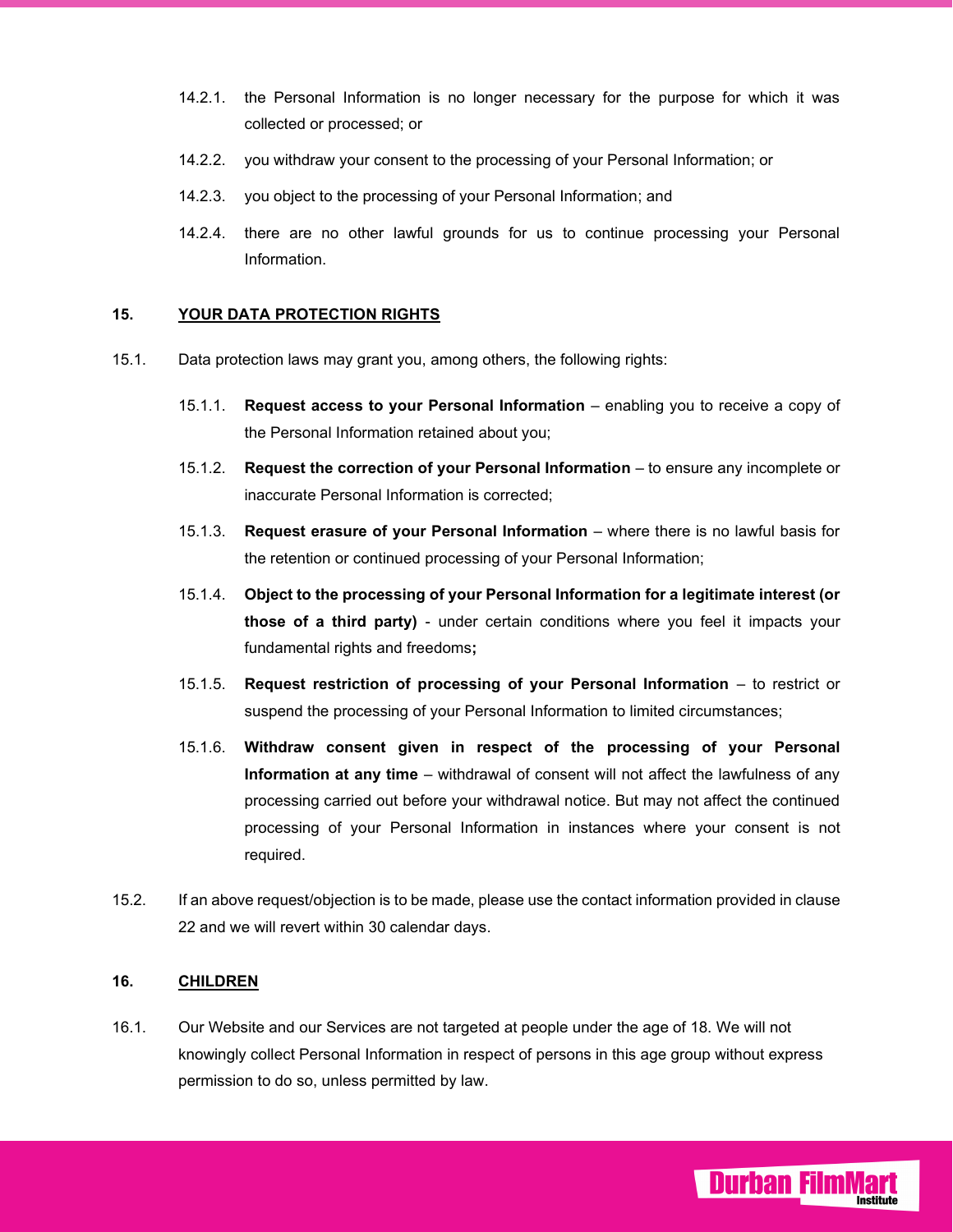14.2.1. the Personal Information is no longer necessary for the purpose for which it was collected or processed; or

14.2.2. you withdraw your consent to the processing of your Personal Information; or

14.2.3. you object to the processing of your Personal Information; and

14.2.4. there are no other lawful grounds for us to continue processing your Personal Information.

## 15. YOUR DATA PROTECTION RIGHTS

15.1. Data protection laws may grant you, among others, the following rights:

15.1.1. **Request access to your Personal Information** – enabling you to receive a copy of the Personal Information retained about you;

15.1.2. **Request the correction of your Personal Information** – to ensure any incomplete or inaccurate Personal Information is corrected;

15.1.3. **Request erasure of your Personal Information** – where there is no lawful basis for the retention or continued processing of your Personal Information;

15.1.4. **Object to the processing of your Personal Information for a legitimate interest (or those of a third party)** - under certain conditions where you feel it impacts your fundamental rights and freedoms**;**

15.1.5. **Request restriction of processing of your Personal Information** – to restrict or suspend the processing of your Personal Information to limited circumstances;

15.1.6. **Withdraw consent given in respect of the processing of your Personal Information at any time** – withdrawal of consent will not affect the lawfulness of any processing carried out before your withdrawal notice. But may not affect the continued processing of your Personal Information in instances where your consent is not required.

15.2. If an above request/objection is to be made, please use the contact information provided in clause 22 and we will revert within 30 calendar days.

## 16. CHILDREN

16.1. Our Website and our Services are not targeted at people under the age of 18. We will not knowingly collect Personal Information in respect of persons in this age group without express permission to do so, unless permitted by law.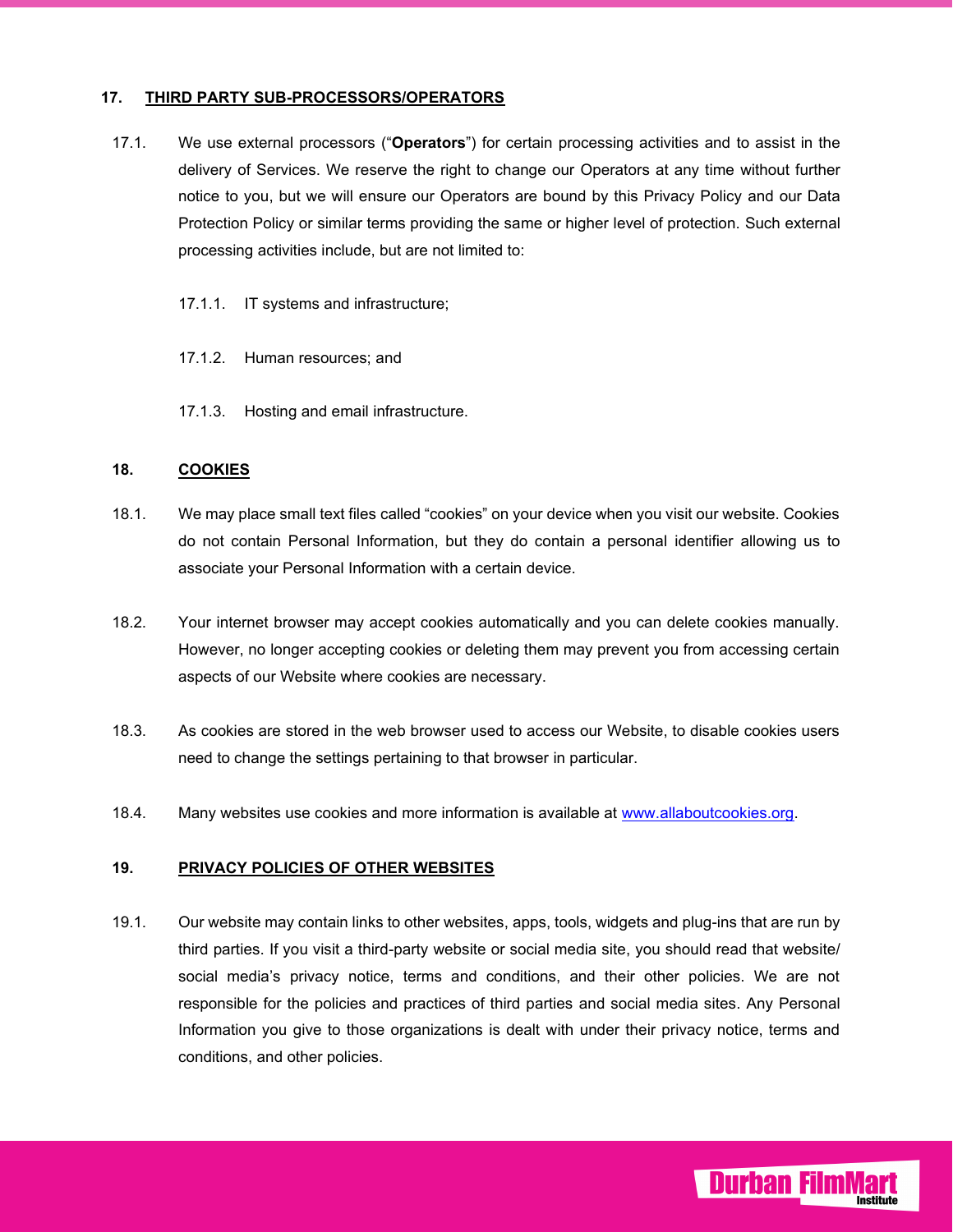## 17. THIRD PARTY SUB-PROCESSORS/OPERATORS

17.1. We use external processors ("**Operators**") for certain processing activities and to assist in the delivery of Services. We reserve the right to change our Operators at any time without further notice to you, but we will ensure our Operators are bound by this Privacy Policy and our Data Protection Policy or similar terms providing the same or higher level of protection. Such external processing activities include, but are not limited to:

17.1.1. IT systems and infrastructure;

17.1.2. Human resources; and

17.1.3. Hosting and email infrastructure.

## 18. COOKIES

18.1. We may place small text files called "cookies" on your device when you visit our website. Cookies do not contain Personal Information, but they do contain a personal identifier allowing us to associate your Personal Information with a certain device.

18.2. Your internet browser may accept cookies automatically and you can delete cookies manually. However, no longer accepting cookies or deleting them may prevent you from accessing certain aspects of our Website where cookies are necessary.

18.3. As cookies are stored in the web browser used to access our Website, to disable cookies users need to change the settings pertaining to that browser in particular.

18.4. Many websites use cookies and more information is available at www.allaboutcookies.org.

## 19. PRIVACY POLICIES OF OTHER WEBSITES

19.1. Our website may contain links to other websites, apps, tools, widgets and plug-ins that are run by third parties. If you visit a third-party website or social media site, you should read that website/ social media's privacy notice, terms and conditions, and their other policies. We are not responsible for the policies and practices of third parties and social media sites. Any Personal Information you give to those organizations is dealt with under their privacy notice, terms and conditions, and other policies.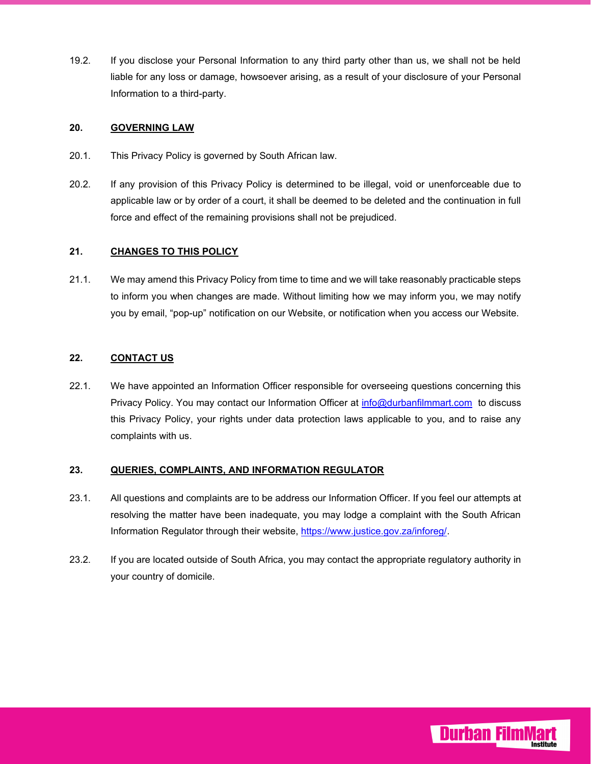19.2. If you disclose your Personal Information to any third party other than us, we shall not be held liable for any loss or damage, howsoever arising, as a result of your disclosure of your Personal Information to a third-party.

## 20. GOVERNING LAW

20.1. This Privacy Policy is governed by South African law.

20.2. If any provision of this Privacy Policy is determined to be illegal, void or unenforceable due to applicable law or by order of a court, it shall be deemed to be deleted and the continuation in full force and effect of the remaining provisions shall not be prejudiced.

## 21. CHANGES TO THIS POLICY

21.1. We may amend this Privacy Policy from time to time and we will take reasonably practicable steps to inform you when changes are made. Without limiting how we may inform you, we may notify you by email, "pop-up" notification on our Website, or notification when you access our Website.

## 22. CONTACT US

22.1. We have appointed an Information Officer responsible for overseeing questions concerning this Privacy Policy. You may contact our Information Officer at info@durbanfilmmart.com to discuss this Privacy Policy, your rights under data protection laws applicable to you, and to raise any complaints with us.

## 23. QUERIES, COMPLAINTS, AND INFORMATION REGULATOR

23.1. All questions and complaints are to be address our Information Officer. If you feel our attempts at resolving the matter have been inadequate, you may lodge a complaint with the South African Information Regulator through their website, https://www.justice.gov.za/inforeg/.

23.2. If you are located outside of South Africa, you may contact the appropriate regulatory authority in your country of domicile.